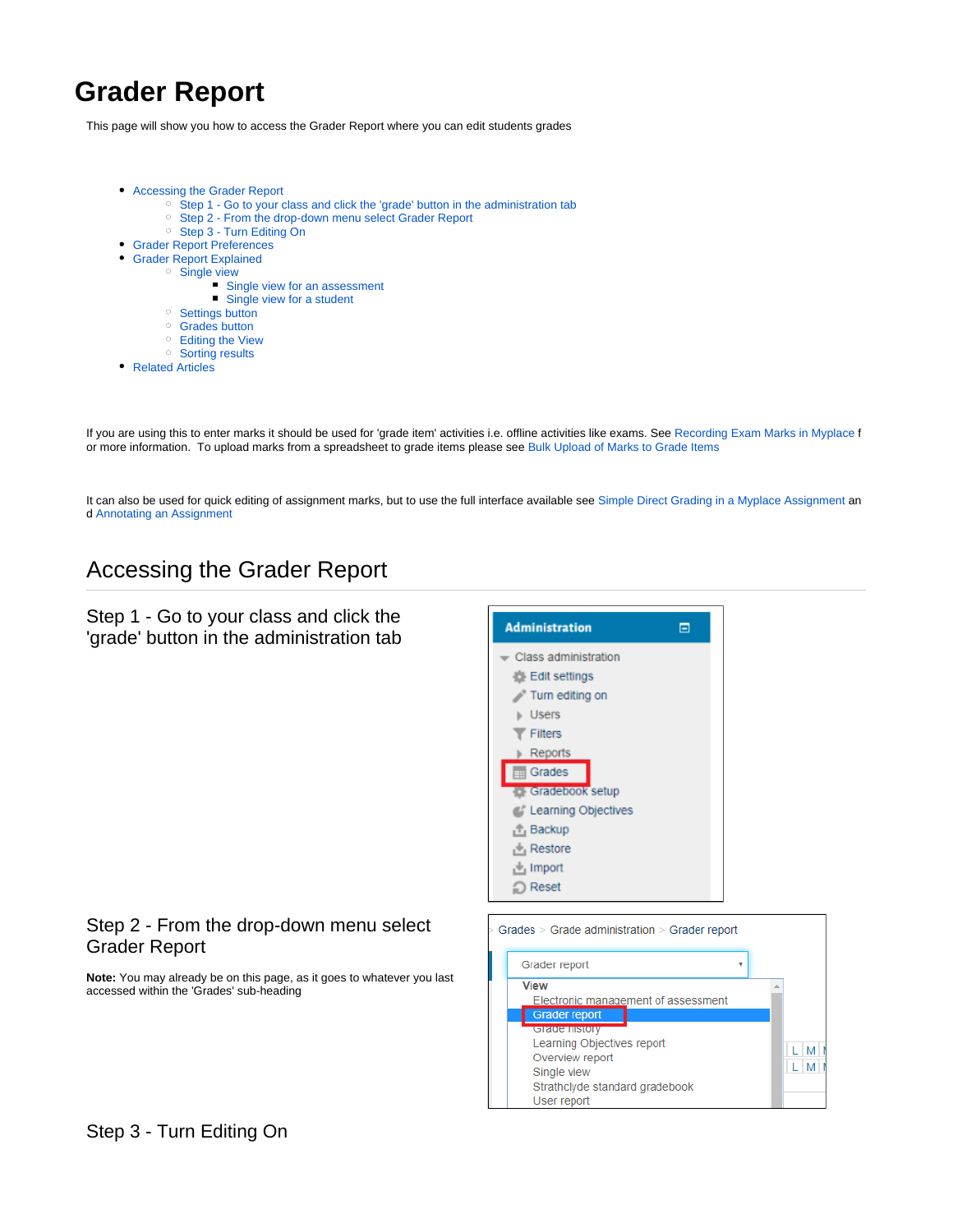# Grader Report

This page will show you how to access the Grader Report where you can edit students grades

- Accessing the Grader Report
  - Step 1 - Go to your class and click the 'grade' button in the administration tab
  - Step 2 - From the drop-down menu select Grader Report
  - Step 3 - Turn Editing On
- Grader Report Preferences
- Grader Report Explained
  - Single view
    - Single view for an assessment
    - Single view for a student
  - Settings button
  - Grades button
  - Editing the View
  - Sorting results
- Related Articles

If you are using this to enter marks it should be used for 'grade item' activities i.e. offline activities like exams. See Recording Exam Marks in Myplace for more information. To upload marks from a spreadsheet to grade items please see Bulk Upload of Marks to Grade Items

It can also be used for quick editing of assignment marks, but to use the full interface available see Simple Direct Grading in a Myplace Assignment and Annotating an Assignment

## Accessing the Grader Report

### Step 1 - Go to your class and click the 'grade' button in the administration tab

### Step 2 - From the drop-down menu select Grader Report

**Note:** You may already be on this page, as it goes to whatever you last accessed within the 'Grades' sub-heading

### Step 3 - Turn Editing On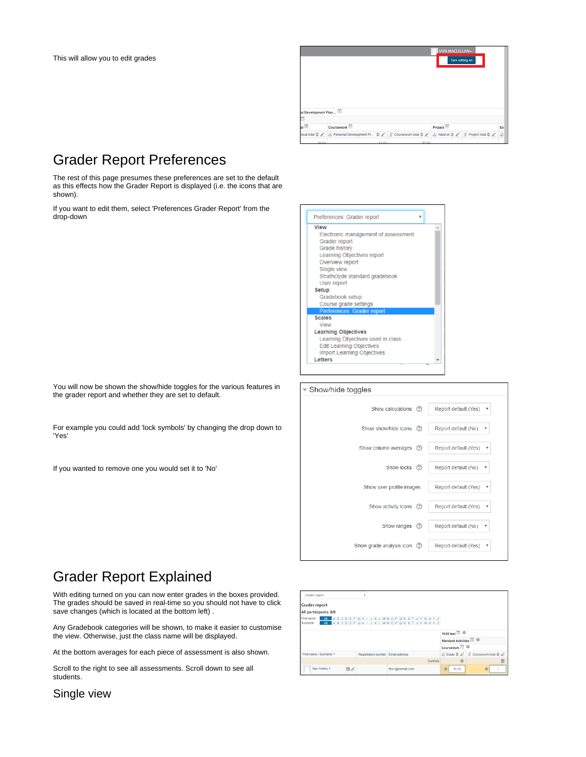This will allow you to edit grades

## Grader Report Preferences

The rest of this page presumes these preferences are set to the default as this effects how the Grader Report is displayed (i.e. the icons that are shown).

If you want to edit them, select 'Preferences Grader Report' from the drop-down

You will now be shown the show/hide toggles for the various features in the grader report and whether they are set to default.

For example you could add 'lock symbols' by changing the drop down to 'Yes'

If you wanted to remove one you would set it to 'No'

## Grader Report Explained

With editing turned on you can now enter grades in the boxes provided. The grades should be saved in real-time so you should not have to click save changes (which is located at the bottom left) .

Any Gradebook categories will be shown, to make it easier to customise the view. Otherwise, just the class name will be displayed.

At the bottom averages for each piece of assessment is also shown.

Scroll to the right to see all assessments. Scroll down to see all students.

## Single view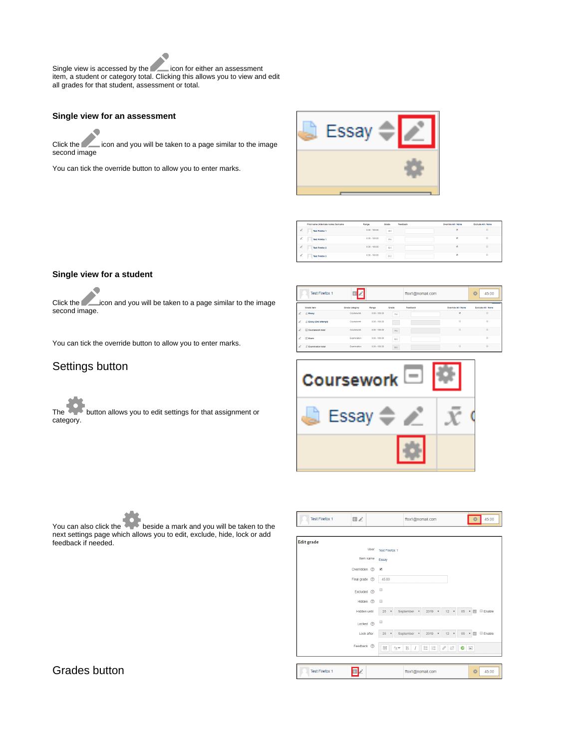Single view is accessed by the icon for either an assessment item, a student or category total. Clicking this allows you to view and edit all grades for that student, assessment or total.

### Single view for an assessment

Click the icon and you will be taken to a page similar to the image second image

You can tick the override button to allow you to enter marks.

### Single view for a student

Click the icon and you will be taken to a page similar to the image second image.

You can tick the override button to allow you to enter marks.

## Settings button

The button allows you to edit settings for that assignment or category.

You can also click the beside a mark and you will be taken to the next settings page which allows you to edit, exclude, hide, lock or add feedback if needed.

## Grades button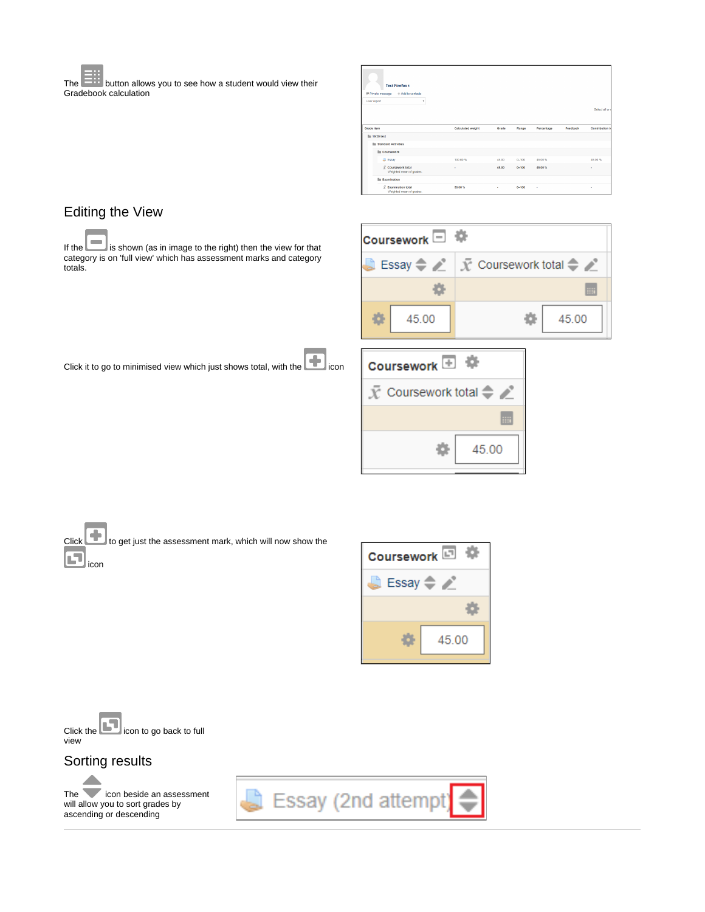The button allows you to see how a student would view their Gradebook calculation

## Editing the View

If the is shown (as in image to the right) then the view for that category is on 'full view' which has assessment marks and category totals.

Click it to go to minimised view which just shows total, with the icon

Click to get just the assessment mark, which will now show the icon

Click the icon to go back to full view

## Sorting results

The icon beside an assessment will allow you to sort grades by ascending or descending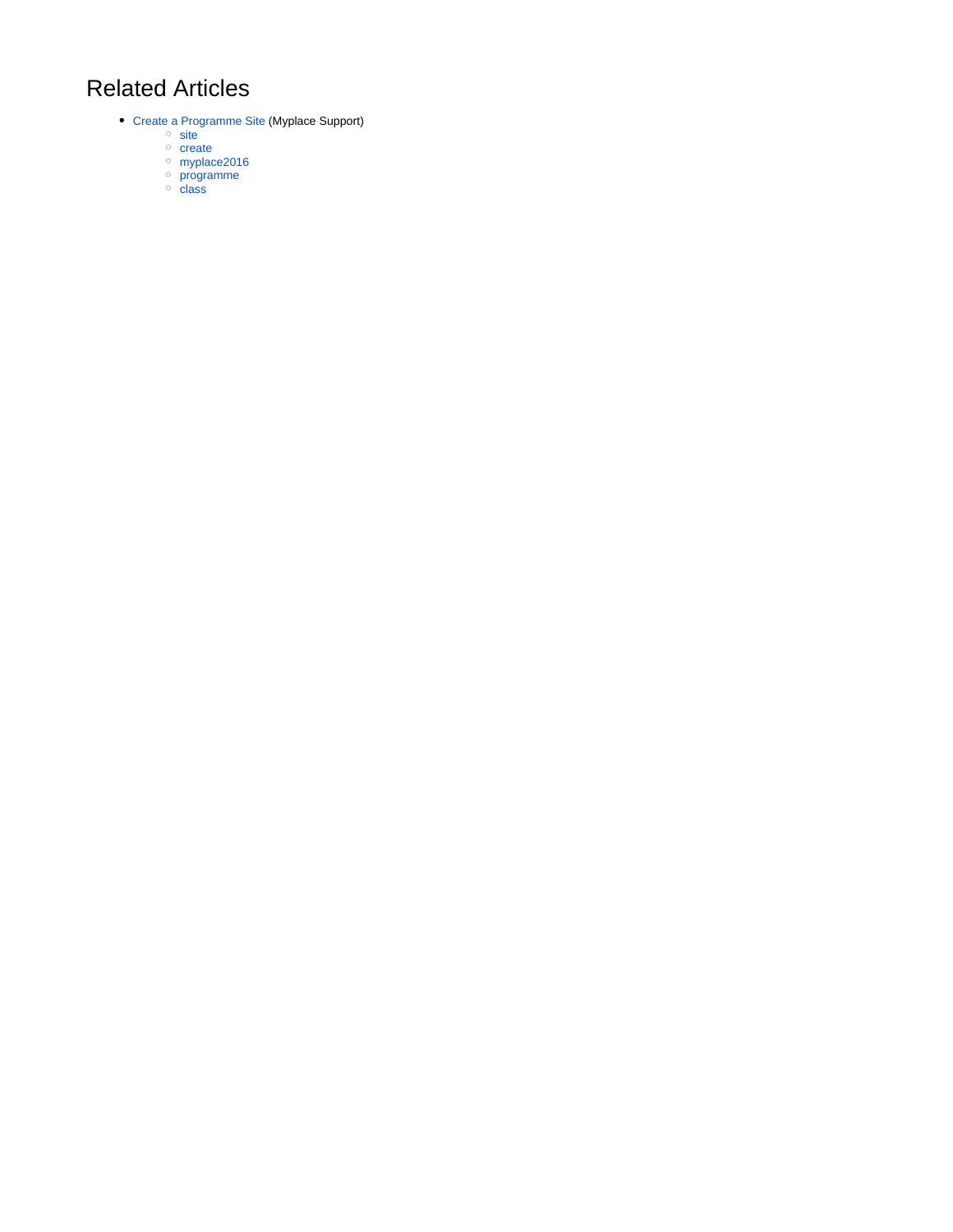## Related Articles

- Create a Programme Site (Myplace Support)
    - site
    - create
    - myplace2016
    - programme
    - class